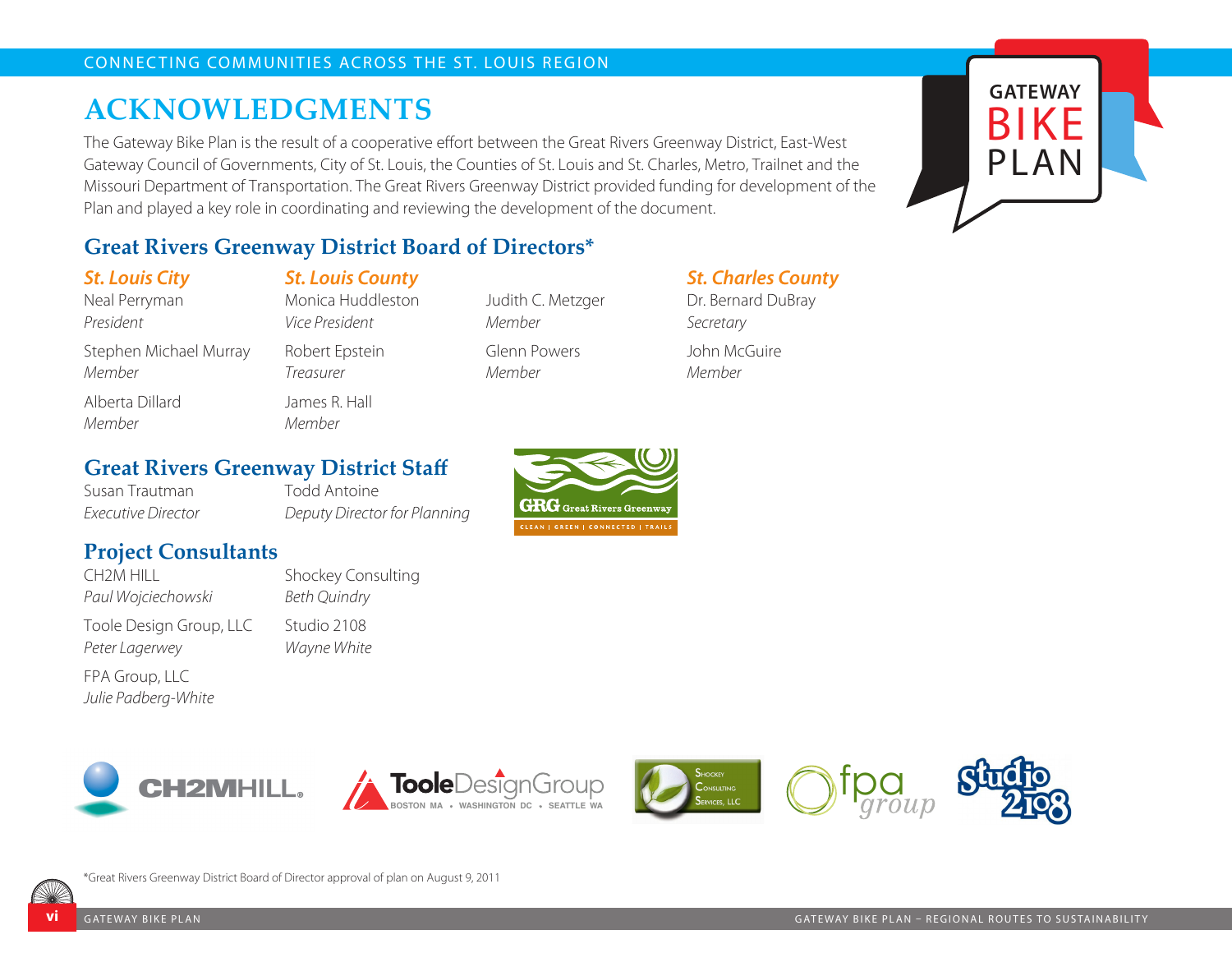# ACKNOWLEDGMENTS

The Gateway Bike Plan is the result of a cooperative effort between the Great Rivers Greenway District, East-West Gateway Council of Governments, City of St. Louis, the Counties of St. Louis and St. Charles, Metro, Trailnet and the Missouri Department of Transportation. The Great Rivers Greenway District provided funding for development of the Plan and played a key role in coordinating and reviewing the development of the document.

## Great Rivers Greenway District Board of Directors*

### St. Louis City

Neal Perryman
*President*

Stephen Michael Murray
*Member*

Alberta Dillard
*Member*

### St. Louis County

Monica Huddleston
*Vice President*

Robert Epstein
*Treasurer*

James R. Hall
*Member*

Judith C. Metzger
*Member*

Glenn Powers
*Member*

### St. Charles County

Dr. Bernard DuBray
*Secretary*

John McGuire
*Member*

## Great Rivers Greenway District Staff

Susan Trautman
*Executive Director*

Todd Antoine
*Deputy Director for Planning*

## Project Consultants

CH2M HILL
*Paul Wojciechowski*

Toole Design Group, LLC
*Peter Lagerwey*

FPA Group, LLC
*Julie Padberg-White*

Shockey Consulting
*Beth Quindry*

Studio 2108
*Wayne White*

*Great Rivers Greenway District Board of Director approval of plan on August 9, 2011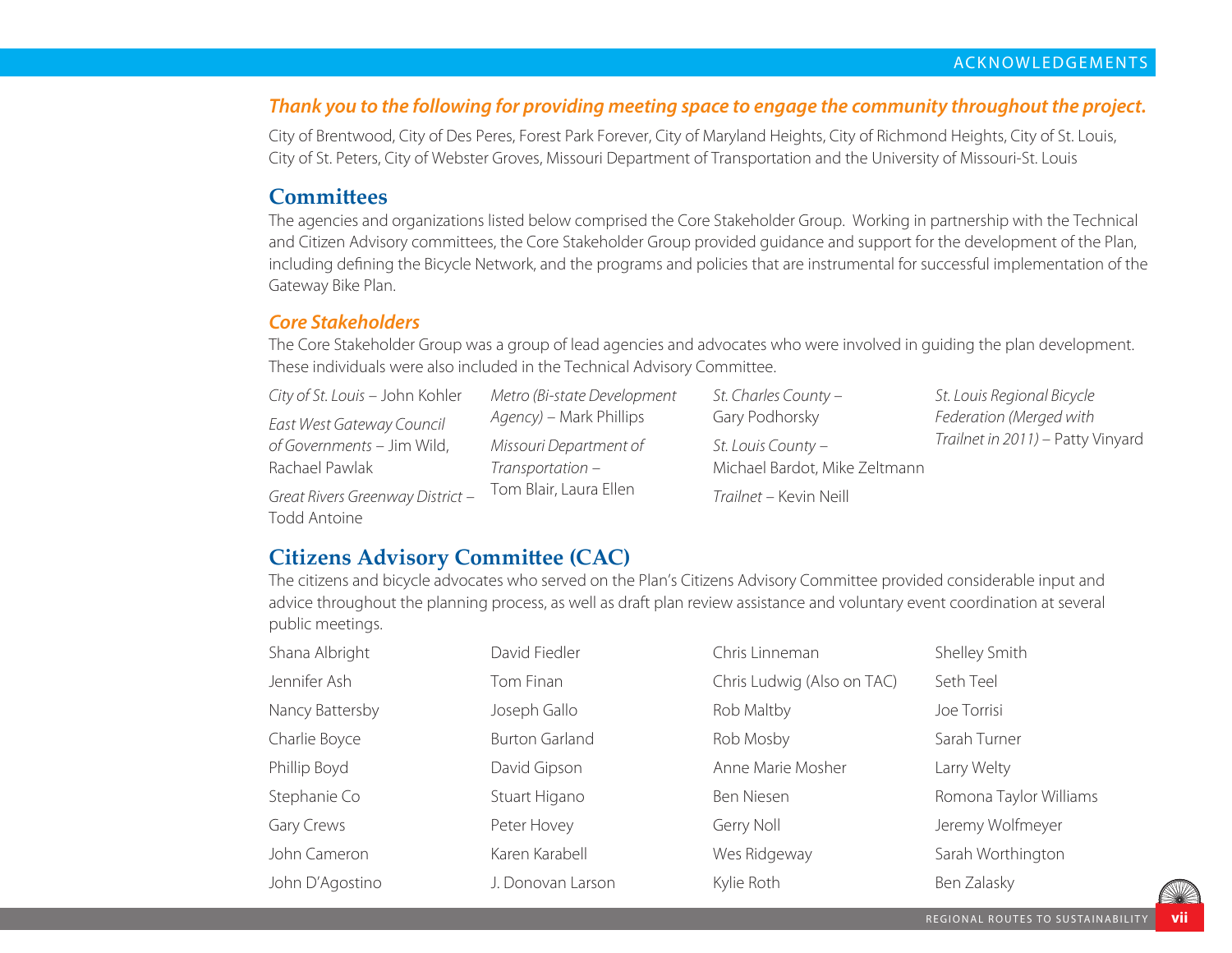***Thank you to the following for providing meeting space to engage the community throughout the project.***

City of Brentwood, City of Des Peres, Forest Park Forever, City of Maryland Heights, City of Richmond Heights, City of St. Louis, City of St. Peters, City of Webster Groves, Missouri Department of Transportation and the University of Missouri-St. Louis

## Committees

The agencies and organizations listed below comprised the Core Stakeholder Group. Working in partnership with the Technical and Citizen Advisory committees, the Core Stakeholder Group provided guidance and support for the development of the Plan, including defining the Bicycle Network, and the programs and policies that are instrumental for successful implementation of the Gateway Bike Plan.

### *Core Stakeholders*

The Core Stakeholder Group was a group of lead agencies and advocates who were involved in guiding the plan development. These individuals were also included in the Technical Advisory Committee.

*City of St. Louis* – John Kohler

*East West Gateway Council of Governments* – Jim Wild, Rachael Pawlak

*Great Rivers Greenway District* – Todd Antoine

*Metro (Bi-state Development Agency)* – Mark Phillips

*Missouri Department of Transportation* – Tom Blair, Laura Ellen

*St. Charles County* – Gary Podhorsky

*St. Louis County* – Michael Bardot, Mike Zeltmann

*Trailnet* – Kevin Neill

*St. Louis Regional Bicycle Federation (Merged with Trailnet in 2011)* – Patty Vinyard

## Citizens Advisory Committee (CAC)

The citizens and bicycle advocates who served on the Plan's Citizens Advisory Committee provided considerable input and advice throughout the planning process, as well as draft plan review assistance and voluntary event coordination at several public meetings.

Shana Albright
Jennifer Ash
Nancy Battersby
Charlie Boyce
Phillip Boyd
Stephanie Co
Gary Crews
John Cameron
John D'Agostino
David Fiedler
Tom Finan
Joseph Gallo
Burton Garland
David Gipson
Stuart Higano
Peter Hovey
Karen Karabell
J. Donovan Larson
Chris Linneman
Chris Ludwig (Also on TAC)
Rob Maltby
Rob Mosby
Anne Marie Mosher
Ben Niesen
Gerry Noll
Wes Ridgeway
Kylie Roth
Shelley Smith
Seth Teel
Joe Torrisi
Sarah Turner
Larry Welty
Romona Taylor Williams
Jeremy Wolfmeyer
Sarah Worthington
Ben Zalasky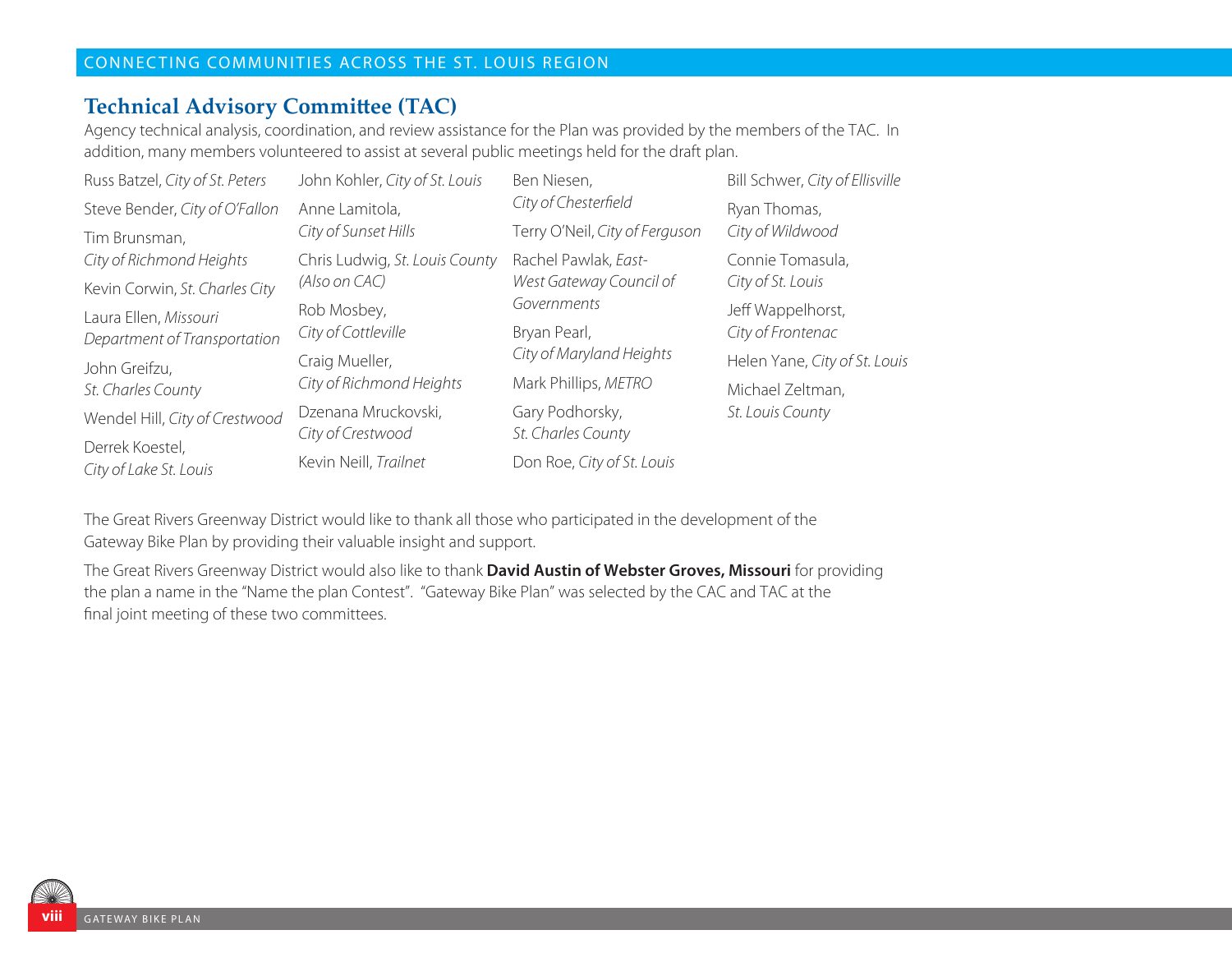## Technical Advisory Committee (TAC)

Agency technical analysis, coordination, and review assistance for the Plan was provided by the members of the TAC. In addition, many members volunteered to assist at several public meetings held for the draft plan.

Russ Batzel, *City of St. Peters*

Steve Bender, *City of O'Fallon*

Tim Brunsman, *City of Richmond Heights*

Kevin Corwin, *St. Charles City*

Laura Ellen, *Missouri Department of Transportation*

John Greifzu, *St. Charles County*

Wendel Hill, *City of Crestwood*

Derrek Koestel, *City of Lake St. Louis*

John Kohler, *City of St. Louis*

Anne Lamitola, *City of Sunset Hills*

Chris Ludwig, *St. Louis County (Also on CAC)*

Rob Mosbey, *City of Cottleville*

Craig Mueller, *City of Richmond Heights*

Dzenana Mruckovski, *City of Crestwood*

Kevin Neill, *Trailnet*

Ben Niesen, *City of Chesterfield*

Terry O'Neil, *City of Ferguson*

Rachel Pawlak, *East-West Gateway Council of Governments*

Bryan Pearl, *City of Maryland Heights*

Mark Phillips, *METRO*

Gary Podhorsky, *St. Charles County*

Don Roe, *City of St. Louis*

Bill Schwer, *City of Ellisville*

Ryan Thomas, *City of Wildwood*

Connie Tomasula, *City of St. Louis*

Jeff Wappelhorst, *City of Frontenac*

Helen Yane, *City of St. Louis*

Michael Zeltman, *St. Louis County*

The Great Rivers Greenway District would like to thank all those who participated in the development of the Gateway Bike Plan by providing their valuable insight and support.

The Great Rivers Greenway District would also like to thank **David Austin of Webster Groves, Missouri** for providing the plan a name in the "Name the plan Contest". "Gateway Bike Plan" was selected by the CAC and TAC at the final joint meeting of these two committees.